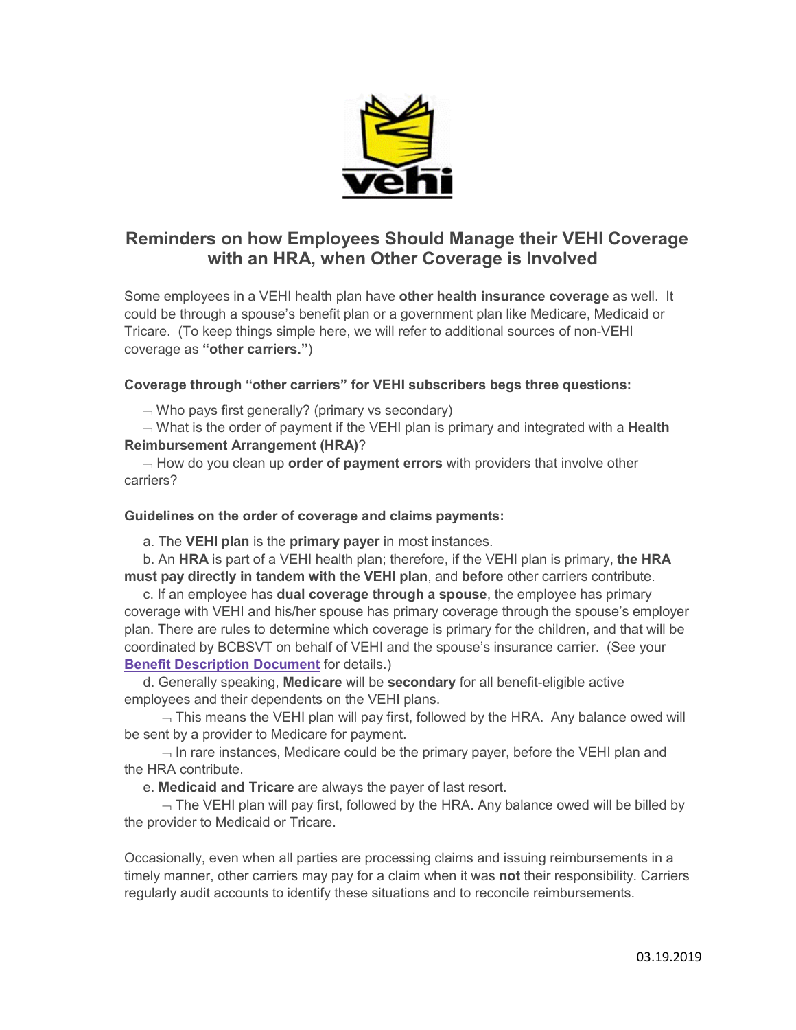## Reminders on how Employees Should Manage their VEHI Coverage with an HRA, when Other Coverage is Involved

Some employees in a VEHI health plan have **other health insurance coverage** as well. It could be through a spouse's benefit plan or a government plan like Medicare, Medicaid or Tricare. (To keep things simple here, we will refer to additional sources of non-VEHI coverage as **"other carriers."**)

**Coverage through "other carriers" for VEHI subscribers begs three questions:**

- Who pays first generally? (primary vs secondary)
- What is the order of payment if the VEHI plan is primary and integrated with a **Health Reimbursement Arrangement (HRA)**?
- How do you clean up **order of payment errors** with providers that involve other carriers?

**Guidelines on the order of coverage and claims payments:**

a. The **VEHI plan** is the **primary payer** in most instances.

b. An **HRA** is part of a VEHI health plan; therefore, if the VEHI plan is primary, **the HRA must pay directly in tandem with the VEHI plan**, and **before** other carriers contribute.

c. If an employee has **dual coverage through a spouse**, the employee has primary coverage with VEHI and his/her spouse has primary coverage through the spouse's employer plan. There are rules to determine which coverage is primary for the children, and that will be coordinated by BCBSVT on behalf of VEHI and the spouse's insurance carrier. (See your **Benefit Description Document** for details.)

d. Generally speaking, **Medicare** will be **secondary** for all benefit-eligible active employees and their dependents on the VEHI plans.

- This means the VEHI plan will pay first, followed by the HRA. Any balance owed will be sent by a provider to Medicare for payment.
- In rare instances, Medicare could be the primary payer, before the VEHI plan and the HRA contribute.

e. **Medicaid and Tricare** are always the payer of last resort.

- The VEHI plan will pay first, followed by the HRA. Any balance owed will be billed by the provider to Medicaid or Tricare.

Occasionally, even when all parties are processing claims and issuing reimbursements in a timely manner, other carriers may pay for a claim when it was **not** their responsibility. Carriers regularly audit accounts to identify these situations and to reconcile reimbursements.

03.19.2019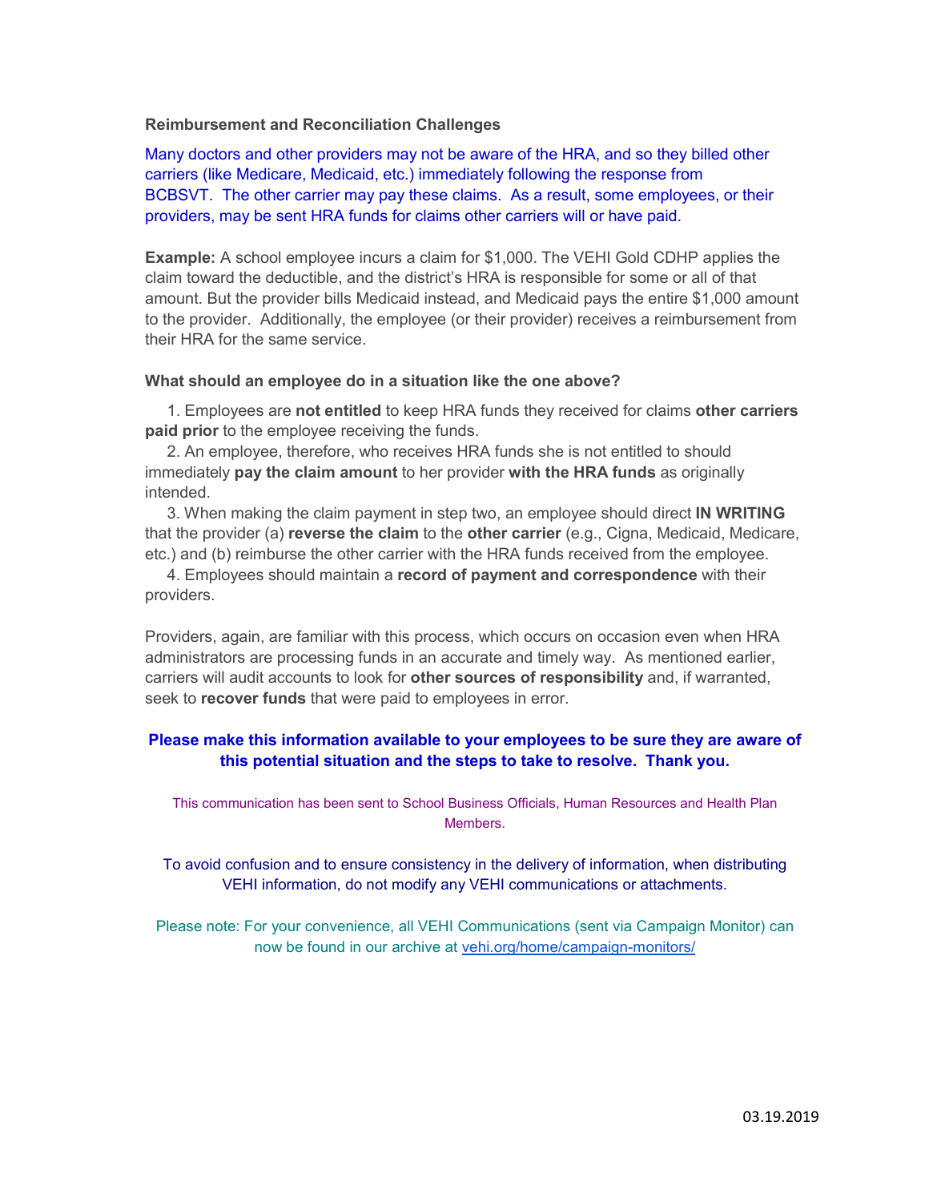**Reimbursement and Reconciliation Challenges**

Many doctors and other providers may not be aware of the HRA, and so they billed other carriers (like Medicare, Medicaid, etc.) immediately following the response from BCBSVT. The other carrier may pay these claims. As a result, some employees, or their providers, may be sent HRA funds for claims other carriers will or have paid.

**Example:** A school employee incurs a claim for $1,000. The VEHI Gold CDHP applies the claim toward the deductible, and the district's HRA is responsible for some or all of that amount. But the provider bills Medicaid instead, and Medicaid pays the entire $1,000 amount to the provider. Additionally, the employee (or their provider) receives a reimbursement from their HRA for the same service.

**What should an employee do in a situation like the one above?**

1. Employees are **not entitled** to keep HRA funds they received for claims **other carriers paid prior** to the employee receiving the funds.
2. An employee, therefore, who receives HRA funds she is not entitled to should immediately **pay the claim amount** to her provider **with the HRA funds** as originally intended.
3. When making the claim payment in step two, an employee should direct **IN WRITING** that the provider (a) **reverse the claim** to the **other carrier** (e.g., Cigna, Medicaid, Medicare, etc.) and (b) reimburse the other carrier with the HRA funds received from the employee.
4. Employees should maintain a **record of payment and correspondence** with their providers.

Providers, again, are familiar with this process, which occurs on occasion even when HRA administrators are processing funds in an accurate and timely way. As mentioned earlier, carriers will audit accounts to look for **other sources of responsibility** and, if warranted, seek to **recover funds** that were paid to employees in error.

**Please make this information available to your employees to be sure they are aware of this potential situation and the steps to take to resolve. Thank you.**

This communication has been sent to School Business Officials, Human Resources and Health Plan Members.

To avoid confusion and to ensure consistency in the delivery of information, when distributing VEHI information, do not modify any VEHI communications or attachments.

Please note: For your convenience, all VEHI Communications (sent via Campaign Monitor) can now be found in our archive at vehi.org/home/campaign-monitors/

03.19.2019